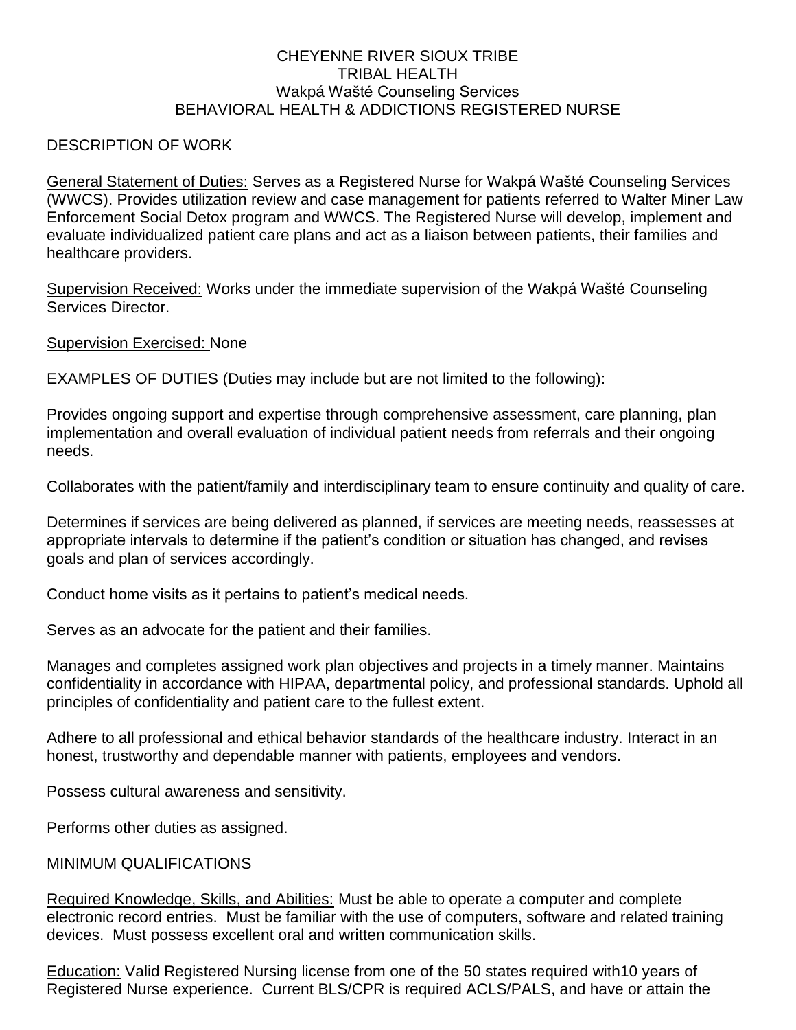# CHEYENNE RIVER SIOUX TRIBE
## TRIBAL HEALTH
## Wakpá Wašté Counseling Services
## BEHAVIORAL HEALTH & ADDICTIONS REGISTERED NURSE

DESCRIPTION OF WORK

General Statement of Duties: Serves as a Registered Nurse for Wakpá Wašté Counseling Services (WWCS). Provides utilization review and case management for patients referred to Walter Miner Law Enforcement Social Detox program and WWCS. The Registered Nurse will develop, implement and evaluate individualized patient care plans and act as a liaison between patients, their families and healthcare providers.

Supervision Received: Works under the immediate supervision of the Wakpá Wašté Counseling Services Director.

Supervision Exercised: None

EXAMPLES OF DUTIES (Duties may include but are not limited to the following):

Provides ongoing support and expertise through comprehensive assessment, care planning, plan implementation and overall evaluation of individual patient needs from referrals and their ongoing needs.

Collaborates with the patient/family and interdisciplinary team to ensure continuity and quality of care.

Determines if services are being delivered as planned, if services are meeting needs, reassesses at appropriate intervals to determine if the patient's condition or situation has changed, and revises goals and plan of services accordingly.

Conduct home visits as it pertains to patient's medical needs.

Serves as an advocate for the patient and their families.

Manages and completes assigned work plan objectives and projects in a timely manner. Maintains confidentiality in accordance with HIPAA, departmental policy, and professional standards. Uphold all principles of confidentiality and patient care to the fullest extent.

Adhere to all professional and ethical behavior standards of the healthcare industry. Interact in an honest, trustworthy and dependable manner with patients, employees and vendors.

Possess cultural awareness and sensitivity.

Performs other duties as assigned.

MINIMUM QUALIFICATIONS

Required Knowledge, Skills, and Abilities: Must be able to operate a computer and complete electronic record entries. Must be familiar with the use of computers, software and related training devices. Must possess excellent oral and written communication skills.

Education: Valid Registered Nursing license from one of the 50 states required with10 years of Registered Nurse experience. Current BLS/CPR is required ACLS/PALS, and have or attain the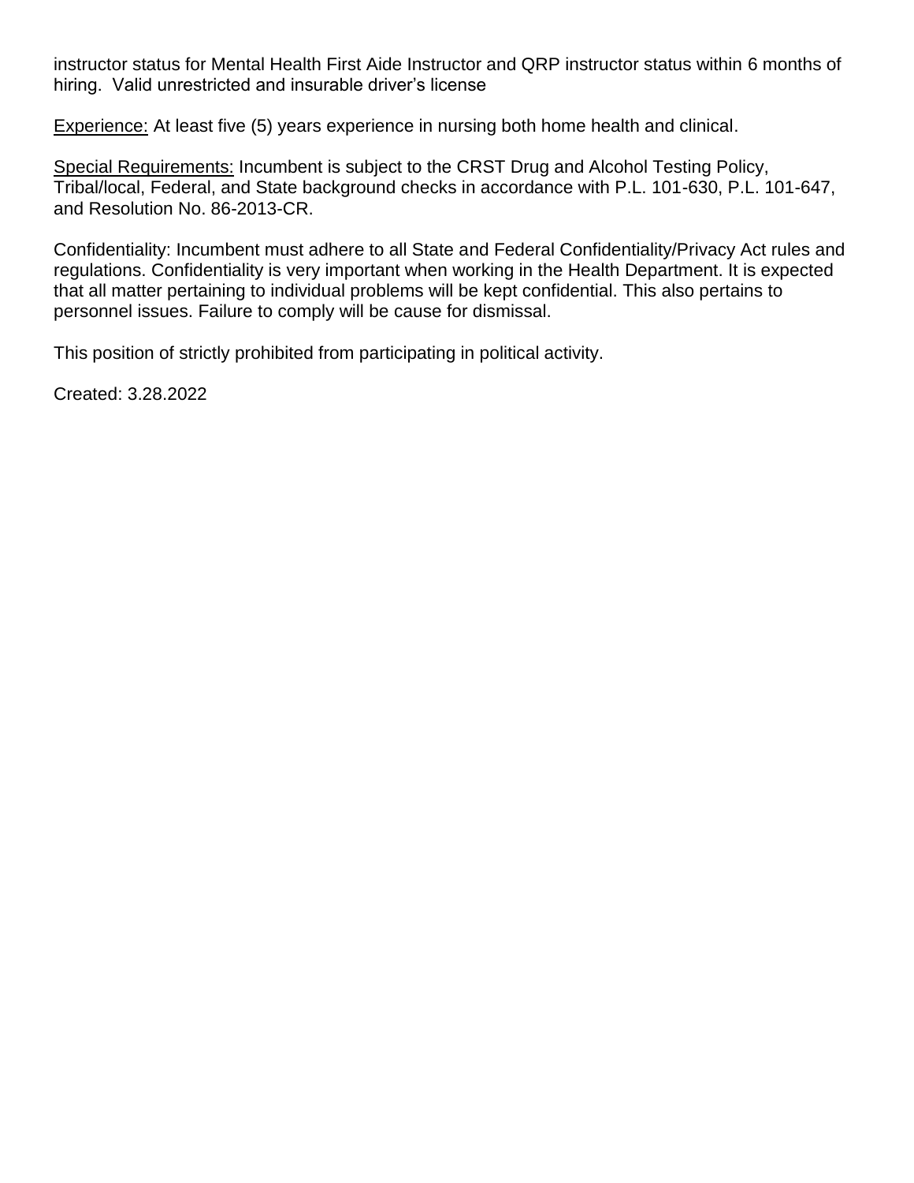instructor status for Mental Health First Aide Instructor and QRP instructor status within 6 months of hiring. Valid unrestricted and insurable driver's license

Experience: At least five (5) years experience in nursing both home health and clinical.

Special Requirements: Incumbent is subject to the CRST Drug and Alcohol Testing Policy, Tribal/local, Federal, and State background checks in accordance with P.L. 101-630, P.L. 101-647, and Resolution No. 86-2013-CR.

Confidentiality: Incumbent must adhere to all State and Federal Confidentiality/Privacy Act rules and regulations. Confidentiality is very important when working in the Health Department. It is expected that all matter pertaining to individual problems will be kept confidential. This also pertains to personnel issues. Failure to comply will be cause for dismissal.

This position of strictly prohibited from participating in political activity.

Created: 3.28.2022